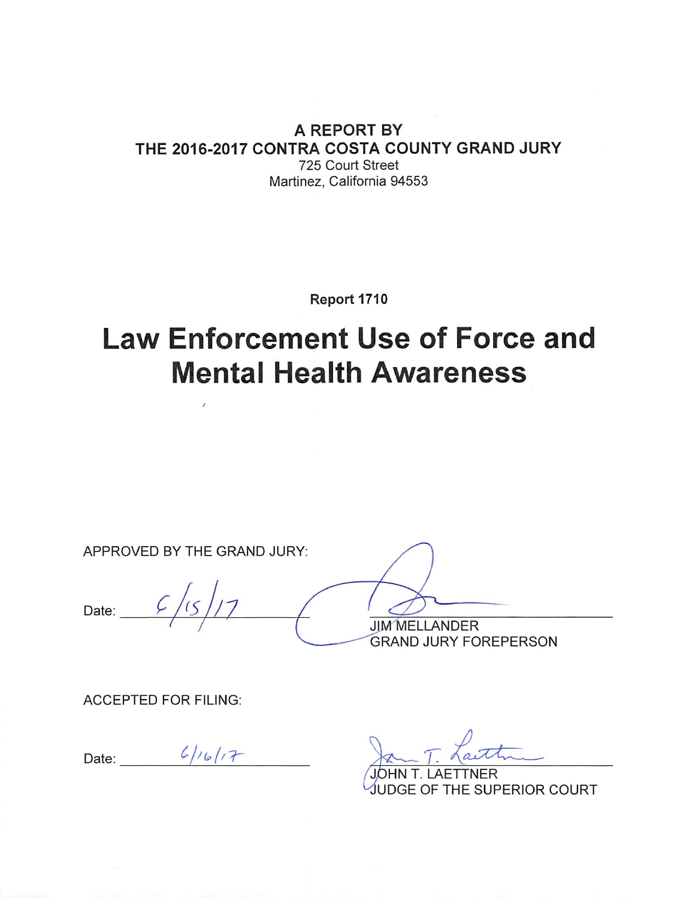**A REPORT BY**
**THE 2016-2017 CONTRA COSTA COUNTY GRAND JURY**
725 Court Street
Martinez, California 94553

**Report 1710**

# Law Enforcement Use of Force and Mental Health Awareness

APPROVED BY THE GRAND JURY:

Date: 6/15/17

JIM MELLANDER
GRAND JURY FOREPERSON

ACCEPTED FOR FILING:

Date: 6/16/17

JOHN T. LAETTNER
JUDGE OF THE SUPERIOR COURT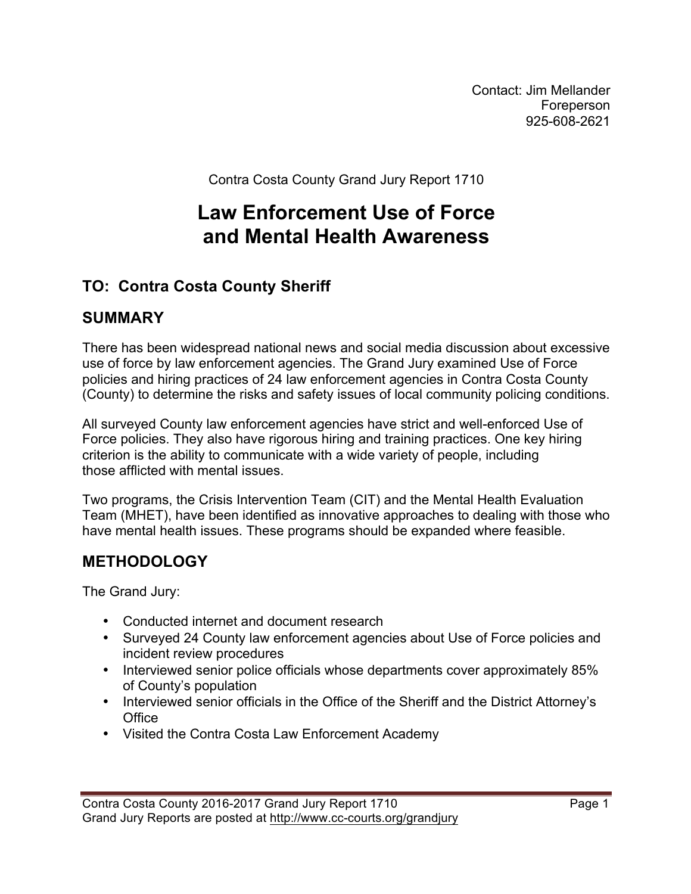Contact: Jim Mellander
Foreperson
925-608-2621

Contra Costa County Grand Jury Report 1710

# Law Enforcement Use of Force and Mental Health Awareness

## TO: Contra Costa County Sheriff

## SUMMARY

There has been widespread national news and social media discussion about excessive use of force by law enforcement agencies. The Grand Jury examined Use of Force policies and hiring practices of 24 law enforcement agencies in Contra Costa County (County) to determine the risks and safety issues of local community policing conditions.

All surveyed County law enforcement agencies have strict and well-enforced Use of Force policies. They also have rigorous hiring and training practices. One key hiring criterion is the ability to communicate with a wide variety of people, including those afflicted with mental issues.

Two programs, the Crisis Intervention Team (CIT) and the Mental Health Evaluation Team (MHET), have been identified as innovative approaches to dealing with those who have mental health issues. These programs should be expanded where feasible.

## METHODOLOGY

The Grand Jury:

- Conducted internet and document research
- Surveyed 24 County law enforcement agencies about Use of Force policies and incident review procedures
- Interviewed senior police officials whose departments cover approximately 85% of County's population
- Interviewed senior officials in the Office of the Sheriff and the District Attorney's Office
- Visited the Contra Costa Law Enforcement Academy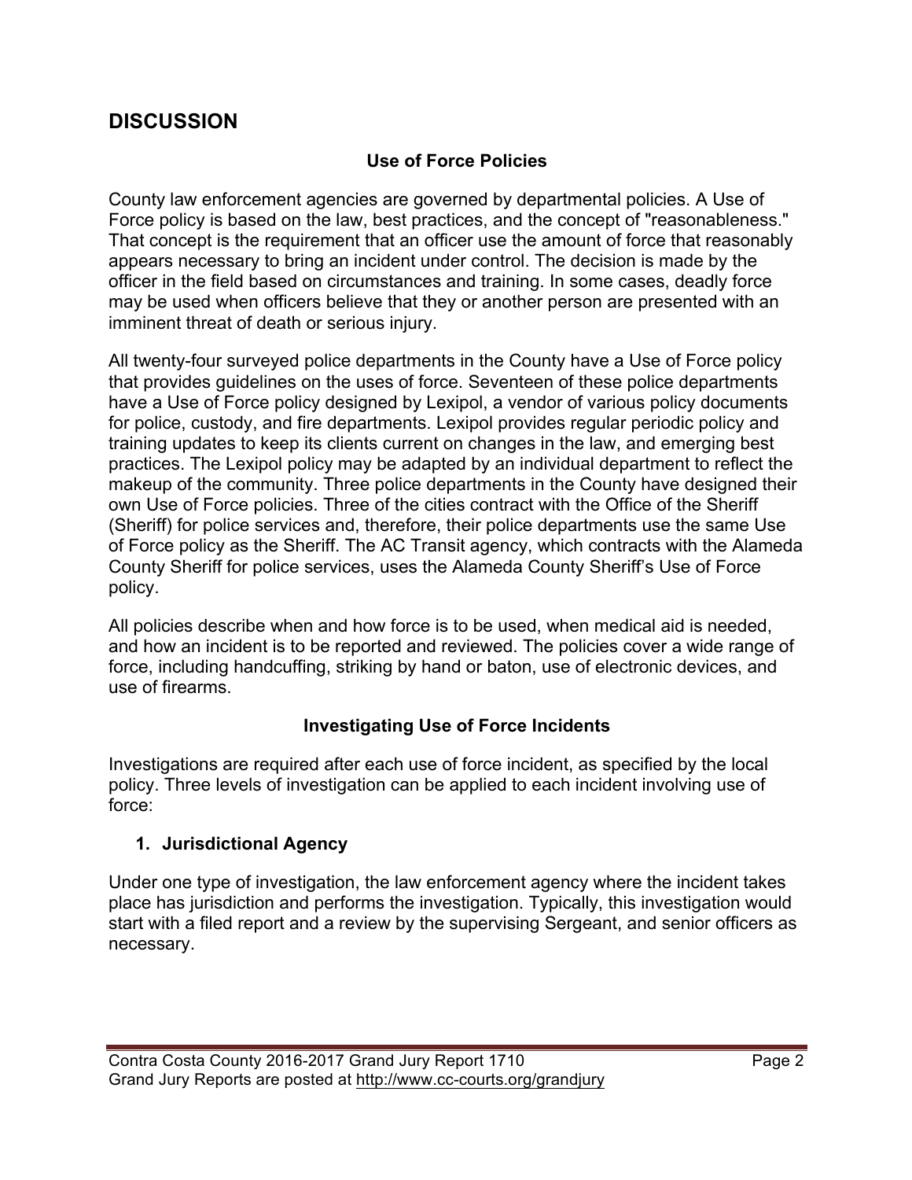## DISCUSSION

### Use of Force Policies

County law enforcement agencies are governed by departmental policies. A Use of Force policy is based on the law, best practices, and the concept of "reasonableness." That concept is the requirement that an officer use the amount of force that reasonably appears necessary to bring an incident under control. The decision is made by the officer in the field based on circumstances and training. In some cases, deadly force may be used when officers believe that they or another person are presented with an imminent threat of death or serious injury.

All twenty-four surveyed police departments in the County have a Use of Force policy that provides guidelines on the uses of force. Seventeen of these police departments have a Use of Force policy designed by Lexipol, a vendor of various policy documents for police, custody, and fire departments. Lexipol provides regular periodic policy and training updates to keep its clients current on changes in the law, and emerging best practices. The Lexipol policy may be adapted by an individual department to reflect the makeup of the community. Three police departments in the County have designed their own Use of Force policies. Three of the cities contract with the Office of the Sheriff (Sheriff) for police services and, therefore, their police departments use the same Use of Force policy as the Sheriff. The AC Transit agency, which contracts with the Alameda County Sheriff for police services, uses the Alameda County Sheriff's Use of Force policy.

All policies describe when and how force is to be used, when medical aid is needed, and how an incident is to be reported and reviewed. The policies cover a wide range of force, including handcuffing, striking by hand or baton, use of electronic devices, and use of firearms.

### Investigating Use of Force Incidents

Investigations are required after each use of force incident, as specified by the local policy. Three levels of investigation can be applied to each incident involving use of force:

#### 1. Jurisdictional Agency

Under one type of investigation, the law enforcement agency where the incident takes place has jurisdiction and performs the investigation. Typically, this investigation would start with a filed report and a review by the supervising Sergeant, and senior officers as necessary.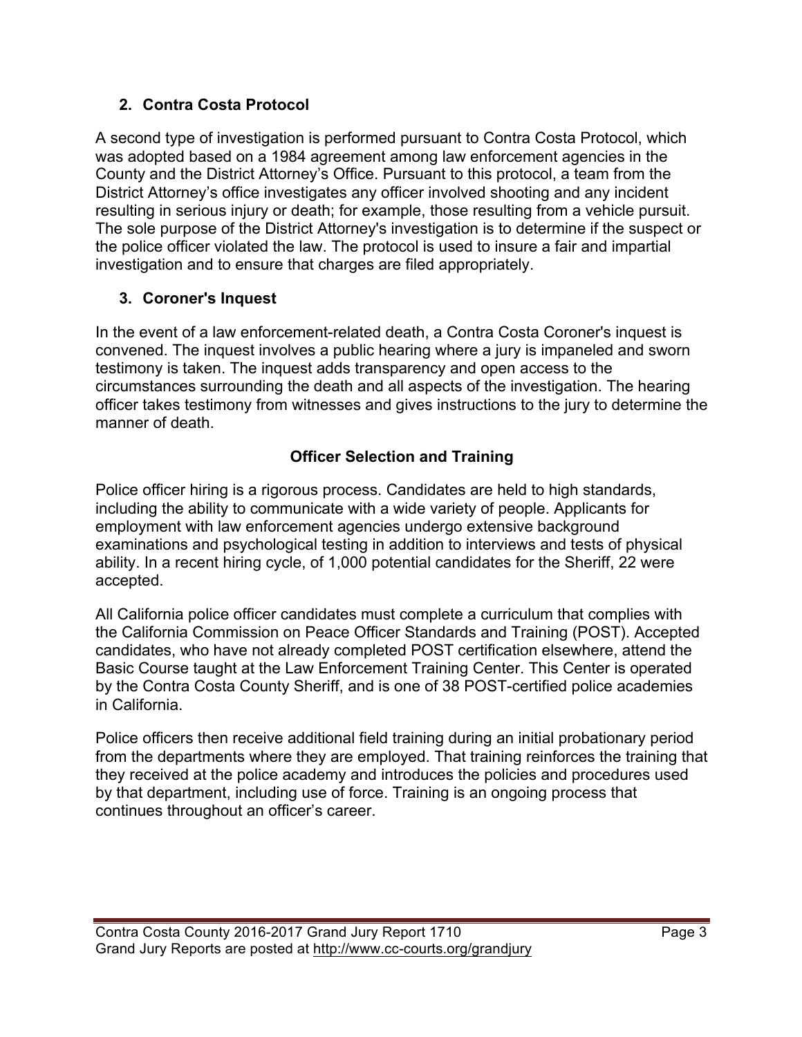### 2. Contra Costa Protocol

A second type of investigation is performed pursuant to Contra Costa Protocol, which was adopted based on a 1984 agreement among law enforcement agencies in the County and the District Attorney's Office. Pursuant to this protocol, a team from the District Attorney's office investigates any officer involved shooting and any incident resulting in serious injury or death; for example, those resulting from a vehicle pursuit. The sole purpose of the District Attorney's investigation is to determine if the suspect or the police officer violated the law. The protocol is used to insure a fair and impartial investigation and to ensure that charges are filed appropriately.

### 3. Coroner's Inquest

In the event of a law enforcement-related death, a Contra Costa Coroner's inquest is convened. The inquest involves a public hearing where a jury is impaneled and sworn testimony is taken. The inquest adds transparency and open access to the circumstances surrounding the death and all aspects of the investigation. The hearing officer takes testimony from witnesses and gives instructions to the jury to determine the manner of death.

## Officer Selection and Training

Police officer hiring is a rigorous process. Candidates are held to high standards, including the ability to communicate with a wide variety of people. Applicants for employment with law enforcement agencies undergo extensive background examinations and psychological testing in addition to interviews and tests of physical ability. In a recent hiring cycle, of 1,000 potential candidates for the Sheriff, 22 were accepted.

All California police officer candidates must complete a curriculum that complies with the California Commission on Peace Officer Standards and Training (POST). Accepted candidates, who have not already completed POST certification elsewhere, attend the Basic Course taught at the Law Enforcement Training Center. This Center is operated by the Contra Costa County Sheriff, and is one of 38 POST-certified police academies in California.

Police officers then receive additional field training during an initial probationary period from the departments where they are employed. That training reinforces the training that they received at the police academy and introduces the policies and procedures used by that department, including use of force. Training is an ongoing process that continues throughout an officer's career.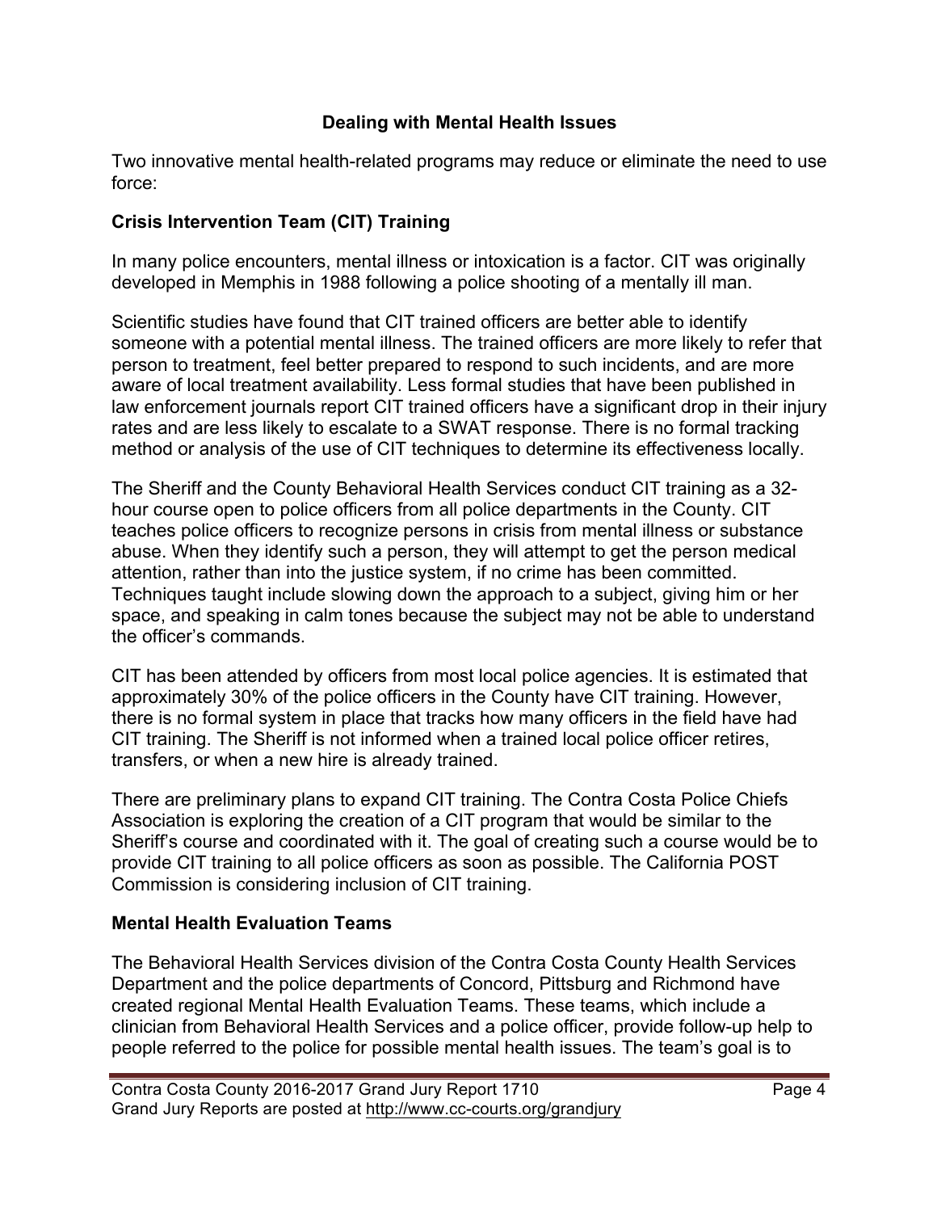## Dealing with Mental Health Issues

Two innovative mental health-related programs may reduce or eliminate the need to use force:

### Crisis Intervention Team (CIT) Training

In many police encounters, mental illness or intoxication is a factor. CIT was originally developed in Memphis in 1988 following a police shooting of a mentally ill man.

Scientific studies have found that CIT trained officers are better able to identify someone with a potential mental illness. The trained officers are more likely to refer that person to treatment, feel better prepared to respond to such incidents, and are more aware of local treatment availability. Less formal studies that have been published in law enforcement journals report CIT trained officers have a significant drop in their injury rates and are less likely to escalate to a SWAT response. There is no formal tracking method or analysis of the use of CIT techniques to determine its effectiveness locally.

The Sheriff and the County Behavioral Health Services conduct CIT training as a 32-hour course open to police officers from all police departments in the County. CIT teaches police officers to recognize persons in crisis from mental illness or substance abuse. When they identify such a person, they will attempt to get the person medical attention, rather than into the justice system, if no crime has been committed. Techniques taught include slowing down the approach to a subject, giving him or her space, and speaking in calm tones because the subject may not be able to understand the officer's commands.

CIT has been attended by officers from most local police agencies. It is estimated that approximately 30% of the police officers in the County have CIT training. However, there is no formal system in place that tracks how many officers in the field have had CIT training. The Sheriff is not informed when a trained local police officer retires, transfers, or when a new hire is already trained.

There are preliminary plans to expand CIT training. The Contra Costa Police Chiefs Association is exploring the creation of a CIT program that would be similar to the Sheriff's course and coordinated with it. The goal of creating such a course would be to provide CIT training to all police officers as soon as possible. The California POST Commission is considering inclusion of CIT training.

### Mental Health Evaluation Teams

The Behavioral Health Services division of the Contra Costa County Health Services Department and the police departments of Concord, Pittsburg and Richmond have created regional Mental Health Evaluation Teams. These teams, which include a clinician from Behavioral Health Services and a police officer, provide follow-up help to people referred to the police for possible mental health issues. The team's goal is to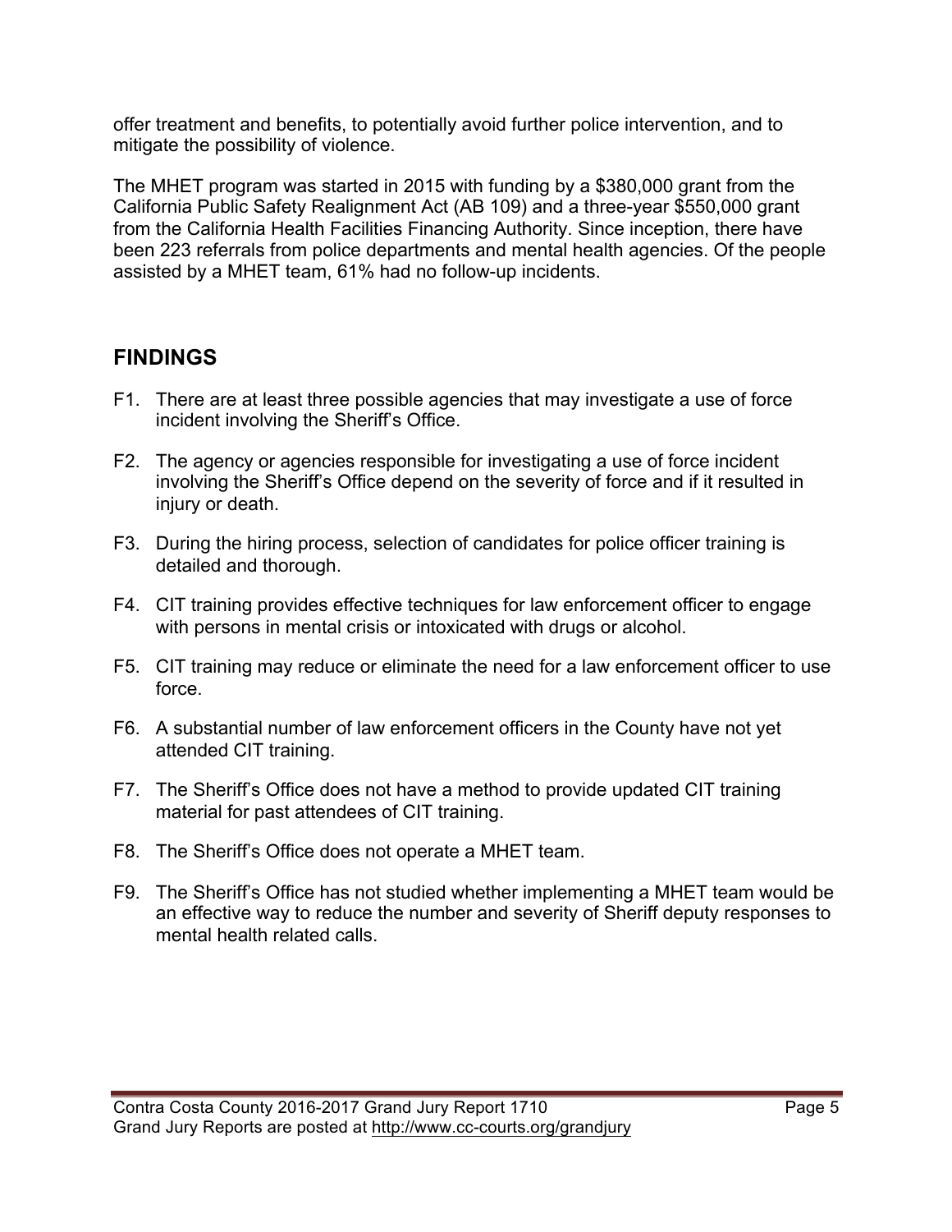offer treatment and benefits, to potentially avoid further police intervention, and to mitigate the possibility of violence.

The MHET program was started in 2015 with funding by a $380,000 grant from the California Public Safety Realignment Act (AB 109) and a three-year $550,000 grant from the California Health Facilities Financing Authority. Since inception, there have been 223 referrals from police departments and mental health agencies. Of the people assisted by a MHET team, 61% had no follow-up incidents.

## FINDINGS

F1. There are at least three possible agencies that may investigate a use of force incident involving the Sheriff's Office.

F2. The agency or agencies responsible for investigating a use of force incident involving the Sheriff's Office depend on the severity of force and if it resulted in injury or death.

F3. During the hiring process, selection of candidates for police officer training is detailed and thorough.

F4. CIT training provides effective techniques for law enforcement officer to engage with persons in mental crisis or intoxicated with drugs or alcohol.

F5. CIT training may reduce or eliminate the need for a law enforcement officer to use force.

F6. A substantial number of law enforcement officers in the County have not yet attended CIT training.

F7. The Sheriff's Office does not have a method to provide updated CIT training material for past attendees of CIT training.

F8. The Sheriff's Office does not operate a MHET team.

F9. The Sheriff's Office has not studied whether implementing a MHET team would be an effective way to reduce the number and severity of Sheriff deputy responses to mental health related calls.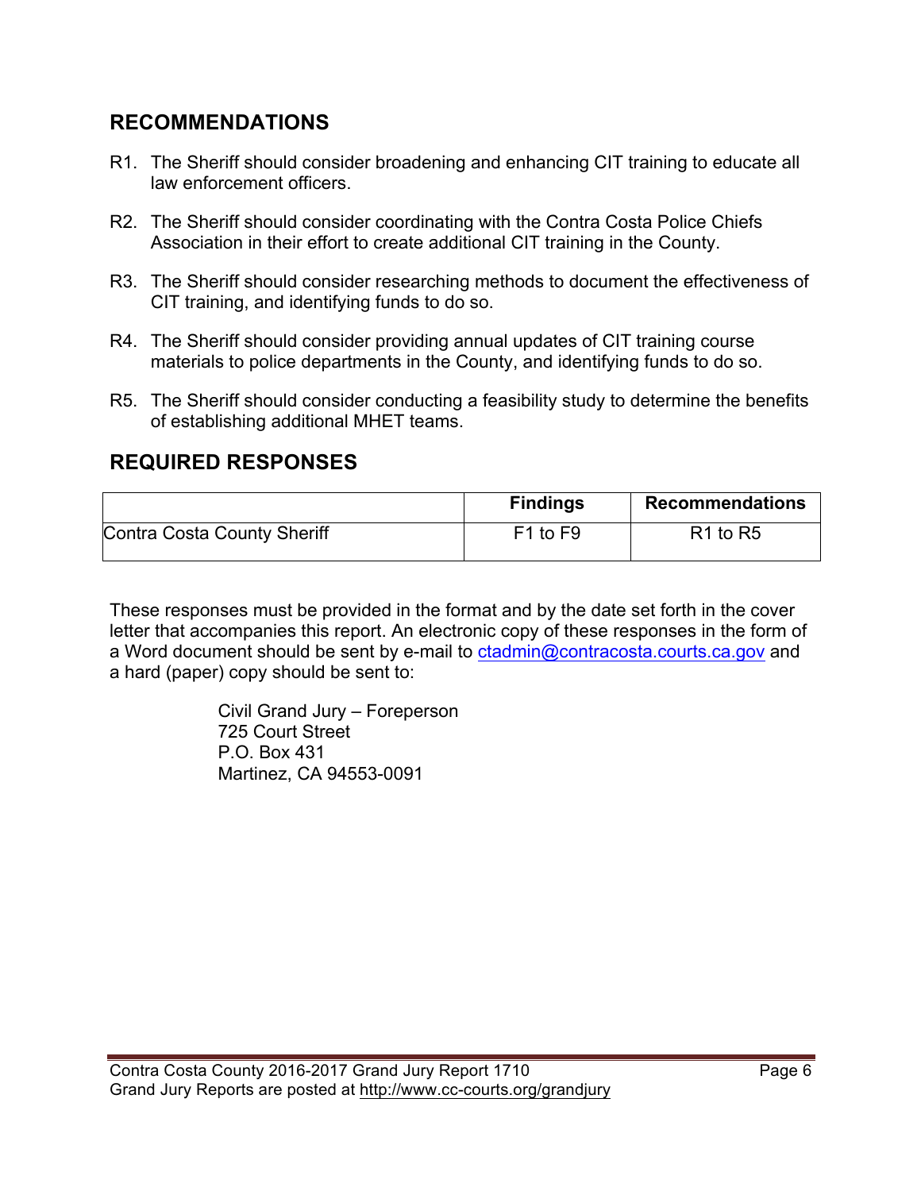## RECOMMENDATIONS

R1. The Sheriff should consider broadening and enhancing CIT training to educate all law enforcement officers.

R2. The Sheriff should consider coordinating with the Contra Costa Police Chiefs Association in their effort to create additional CIT training in the County.

R3. The Sheriff should consider researching methods to document the effectiveness of CIT training, and identifying funds to do so.

R4. The Sheriff should consider providing annual updates of CIT training course materials to police departments in the County, and identifying funds to do so.

R5. The Sheriff should consider conducting a feasibility study to determine the benefits of establishing additional MHET teams.

## REQUIRED RESPONSES

| | Findings | Recommendations |
|---|---|---|
| Contra Costa County Sheriff | F1 to F9 | R1 to R5 |

These responses must be provided in the format and by the date set forth in the cover letter that accompanies this report. An electronic copy of these responses in the form of a Word document should be sent by e-mail to ctadmin@contracosta.courts.ca.gov and a hard (paper) copy should be sent to:

Civil Grand Jury – Foreperson
725 Court Street
P.O. Box 431
Martinez, CA 94553-0091